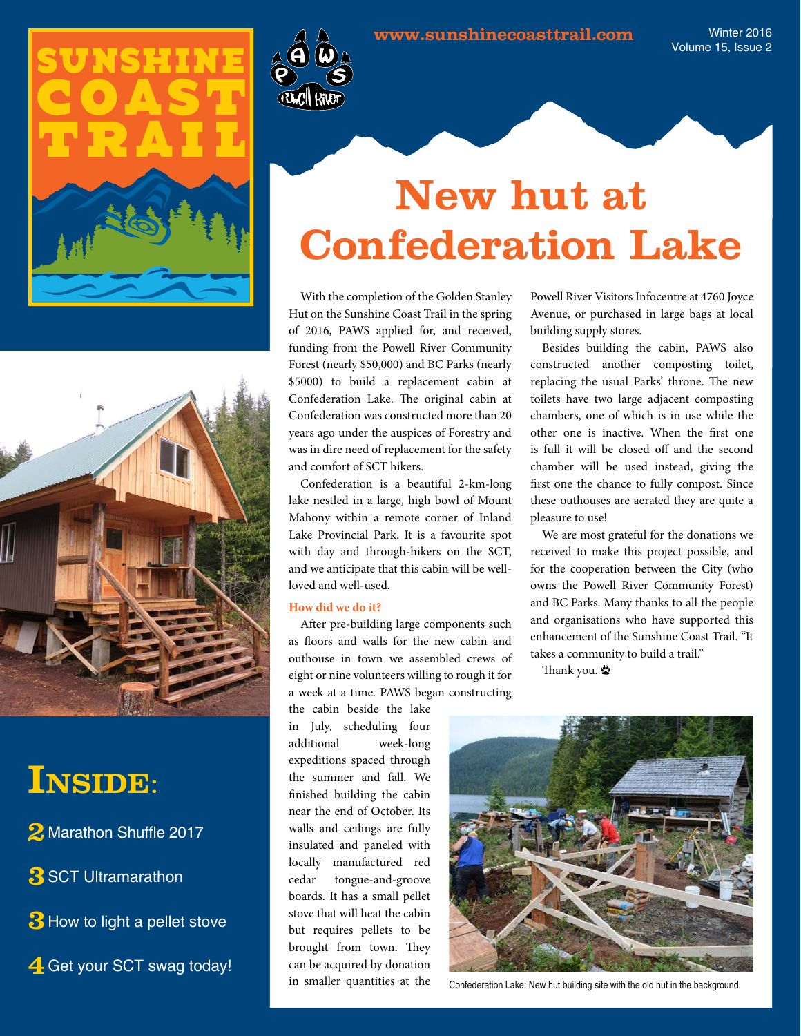# SUNSHINE COAST TRAIL

www.sunshinecoasttrail.com

Winter 2016
Volume 15, Issue 2

# New hut at Confederation Lake

With the completion of the Golden Stanley Hut on the Sunshine Coast Trail in the spring of 2016, PAWS applied for, and received, funding from the Powell River Community Forest (nearly $50,000) and BC Parks (nearly $5000) to build a replacement cabin at Confederation Lake. The original cabin at Confederation was constructed more than 20 years ago under the auspices of Forestry and was in dire need of replacement for the safety and comfort of SCT hikers.

Confederation is a beautiful 2-km-long lake nestled in a large, high bowl of Mount Mahony within a remote corner of Inland Lake Provincial Park. It is a favourite spot with day and through-hikers on the SCT, and we anticipate that this cabin will be well-loved and well-used.

### How did we do it?

After pre-building large components such as floors and walls for the new cabin and outhouse in town we assembled crews of eight or nine volunteers willing to rough it for a week at a time. PAWS began constructing the cabin beside the lake in July, scheduling four additional week-long expeditions spaced through the summer and fall. We finished building the cabin near the end of October. Its walls and ceilings are fully insulated and paneled with locally manufactured red cedar tongue-and-groove boards. It has a small pellet stove that will heat the cabin but requires pellets to be brought from town. They can be acquired by donation in smaller quantities at the Powell River Visitors Infocentre at 4760 Joyce Avenue, or purchased in large bags at local building supply stores.

Besides building the cabin, PAWS also constructed another composting toilet, replacing the usual Parks' throne. The new toilets have two large adjacent composting chambers, one of which is in use while the other one is inactive. When the first one is full it will be closed off and the second chamber will be used instead, giving the first one the chance to fully compost. Since these outhouses are aerated they are quite a pleasure to use!

We are most grateful for the donations we received to make this project possible, and for the cooperation between the City (who owns the Powell River Community Forest) and BC Parks. Many thanks to all the people and organisations who have supported this enhancement of the Sunshine Coast Trail. "It takes a community to build a trail."

Thank you.

Confederation Lake: New hut building site with the old hut in the background.

## INSIDE:

- **2** Marathon Shuffle 2017
- **3** SCT Ultramarathon
- **3** How to light a pellet stove
- **4** Get your SCT swag today!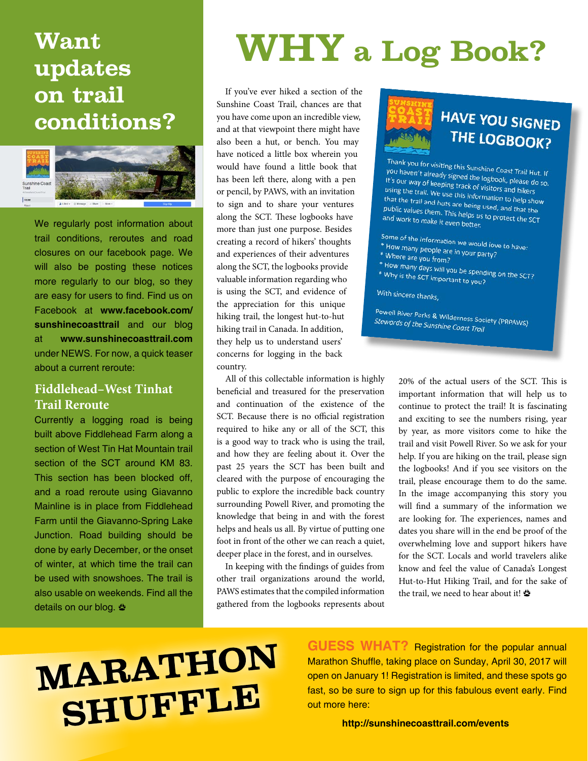# Want updates on trail conditions?

We regularly post information about trail conditions, reroutes and road closures on our facebook page. We will also be posting these notices more regularly to our blog, so they are easy for users to find. Find us on Facebook at **www.facebook.com/sunshinecoasttrail** and our blog at **www.sunshinecoasttrail.com** under NEWS. For now, a quick teaser about a current reroute:

## Fiddlehead–West Tinhat Trail Reroute

Currently a logging road is being built above Fiddlehead Farm along a section of West Tin Hat Mountain trail section of the SCT around KM 83. This section has been blocked off, and a road reroute using Giavanno Mainline is in place from Fiddlehead Farm until the Giavanno-Spring Lake Junction. Road building should be done by early December, or the onset of winter, at which time the trail can be used with snowshoes. The trail is also usable on weekends. Find all the details on our blog.

# WHY a Log Book?

If you've ever hiked a section of the Sunshine Coast Trail, chances are that you have come upon an incredible view, and at that viewpoint there might have also been a hut, or bench. You may have noticed a little box wherein you would have found a little book that has been left there, along with a pen or pencil, by PAWS, with an invitation to sign and to share your ventures along the SCT. These logbooks have more than just one purpose. Besides creating a record of hikers' thoughts and experiences of their adventures along the SCT, the logbooks provide valuable information regarding who is using the SCT, and evidence of the appreciation for this unique hiking trail, the longest hut-to-hut hiking trail in Canada. In addition, they help us to understand users' concerns for logging in the back country.

All of this collectable information is highly beneficial and treasured for the preservation and continuation of the existence of the SCT. Because there is no official registration required to hike any or all of the SCT, this is a good way to track who is using the trail, and how they are feeling about it. Over the past 25 years the SCT has been built and cleared with the purpose of encouraging the public to explore the incredible back country surrounding Powell River, and promoting the knowledge that being in and with the forest helps and heals us all. By virtue of putting one foot in front of the other we can reach a quiet, deeper place in the forest, and in ourselves.

In keeping with the findings of guides from other trail organizations around the world, PAWS estimates that the compiled information gathered from the logbooks represents about 20% of the actual users of the SCT. This is important information that will help us to continue to protect the trail! It is fascinating and exciting to see the numbers rising, year by year, as more visitors come to hike the trail and visit Powell River. So we ask for your help. If you are hiking on the trail, please sign the logbooks! And if you see visitors on the trail, please encourage them to do the same. In the image accompanying this story you will find a summary of the information we are looking for. The experiences, names and dates you share will in the end be proof of the overwhelming love and support hikers have for the SCT. Locals and world travelers alike know and feel the value of Canada's Longest Hut-to-Hut Hiking Trail, and for the sake of the trail, we need to hear about it!

## HAVE YOU SIGNED THE LOGBOOK?

Thank you for visiting this Sunshine Coast Trail Hut. If you haven't already signed the logbook, please do so. It's our way of keeping track of visitors and hikers using the trail. We use this information to help show that the trail and huts are being used, and that the public values them. This helps us to protect the SCT and work to make it even better.

Some of the information we would love to have:
* How many people are in your party?
* Where are you from?
* How many days will you be spending on the SCT?
* Why is the SCT important to you?

With sincere thanks,

Powell River Parks & Wilderness Society (PRPAWS)
*Stewards of the Sunshine Coast Trail*

# MARATHON SHUFFLE

**GUESS WHAT?** Registration for the popular annual Marathon Shuffle, taking place on Sunday, April 30, 2017 will open on January 1! Registration is limited, and these spots go fast, so be sure to sign up for this fabulous event early. Find out more here:

**http://sunshinecoasttrail.com/events**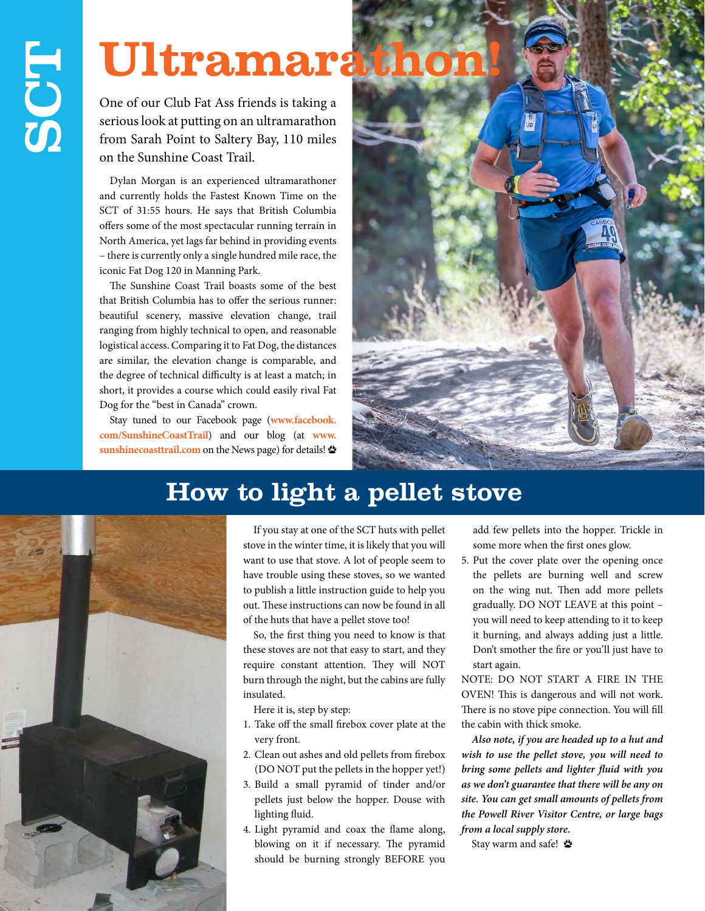# Ultramarathon!

One of our Club Fat Ass friends is taking a serious look at putting on an ultramarathon from Sarah Point to Saltery Bay, 110 miles on the Sunshine Coast Trail.

Dylan Morgan is an experienced ultramarathoner and currently holds the Fastest Known Time on the SCT of 31:55 hours. He says that British Columbia offers some of the most spectacular running terrain in North America, yet lags far behind in providing events – there is currently only a single hundred mile race, the iconic Fat Dog 120 in Manning Park.

The Sunshine Coast Trail boasts some of the best that British Columbia has to offer the serious runner: beautiful scenery, massive elevation change, trail ranging from highly technical to open, and reasonable logistical access. Comparing it to Fat Dog, the distances are similar, the elevation change is comparable, and the degree of technical difficulty is at least a match; in short, it provides a course which could easily rival Fat Dog for the "best in Canada" crown.

Stay tuned to our Facebook page (**www.facebook.com/SunshineCoastTrail**) and our blog (at **www.sunshinecoasttrail.com** on the News page) for details!

## How to light a pellet stove

If you stay at one of the SCT huts with pellet stove in the winter time, it is likely that you will want to use that stove. A lot of people seem to have trouble using these stoves, so we wanted to publish a little instruction guide to help you out. These instructions can now be found in all of the huts that have a pellet stove too!

So, the first thing you need to know is that these stoves are not that easy to start, and they require constant attention. They will NOT burn through the night, but the cabins are fully insulated.

Here it is, step by step:

1. Take off the small firebox cover plate at the very front.
2. Clean out ashes and old pellets from firebox (DO NOT put the pellets in the hopper yet!)
3. Build a small pyramid of tinder and/or pellets just below the hopper. Douse with lighting fluid.
4. Light pyramid and coax the flame along, blowing on it if necessary. The pyramid should be burning strongly BEFORE you add few pellets into the hopper. Trickle in some more when the first ones glow.
5. Put the cover plate over the opening once the pellets are burning well and screw on the wing nut. Then add more pellets gradually. DO NOT LEAVE at this point – you will need to keep attending to it to keep it burning, and always adding just a little. Don't smother the fire or you'll just have to start again.

NOTE: DO NOT START A FIRE IN THE OVEN! This is dangerous and will not work. There is no stove pipe connection. You will fill the cabin with thick smoke.

***Also note, if you are headed up to a hut and wish to use the pellet stove, you will need to bring some pellets and lighter fluid with you as we don't guarantee that there will be any on site. You can get small amounts of pellets from the Powell River Visitor Centre, or large bags from a local supply store.***

Stay warm and safe!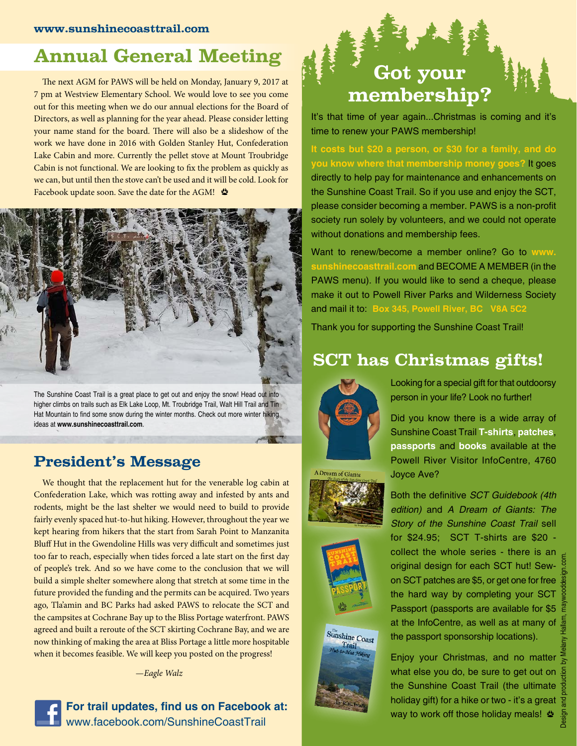## Annual General Meeting

The next AGM for PAWS will be held on Monday, January 9, 2017 at 7 pm at Westview Elementary School. We would love to see you come out for this meeting when we do our annual elections for the Board of Directors, as well as planning for the year ahead. Please consider letting your name stand for the board. There will also be a slideshow of the work we have done in 2016 with Golden Stanley Hut, Confederation Lake Cabin and more. Currently the pellet stove at Mount Troubridge Cabin is not functional. We are looking to fix the problem as quickly as we can, but until then the stove can't be used and it will be cold. Look for Facebook update soon. Save the date for the AGM!

The Sunshine Coast Trail is a great place to get out and enjoy the snow! Head out into higher climbs on trails such as Elk Lake Loop, Mt. Troubridge Trail, Walt Hill Trail and Tin Hat Mountain to find some snow during the winter months. Check out more winter hiking ideas at **www.sunshinecoasttrail.com**.

## President's Message

We thought that the replacement hut for the venerable log cabin at Confederation Lake, which was rotting away and infested by ants and rodents, might be the last shelter we would need to build to provide fairly evenly spaced hut-to-hut hiking. However, throughout the year we kept hearing from hikers that the start from Sarah Point to Manzanita Bluff Hut in the Gwendoline Hills was very difficult and sometimes just too far to reach, especially when tides forced a late start on the first day of people's trek. And so we have come to the conclusion that we will build a simple shelter somewhere along that stretch at some time in the future provided the funding and the permits can be acquired. Two years ago, Tla'amin and BC Parks had asked PAWS to relocate the SCT and the campsites at Cochrane Bay up to the Bliss Portage waterfront. PAWS agreed and built a reroute of the SCT skirting Cochrane Bay, and we are now thinking of making the area at Bliss Portage a little more hospitable when it becomes feasible. We will keep you posted on the progress!

*—Eagle Walz*

**For trail updates, find us on Facebook at:**
www.facebook.com/SunshineCoastTrail

## Got your membership?

It's that time of year again...Christmas is coming and it's time to renew your PAWS membership!

**It costs but $20 a person, or $30 for a family, and do you know where that membership money goes?** It goes directly to help pay for maintenance and enhancements on the Sunshine Coast Trail. So if you use and enjoy the SCT, please consider becoming a member. PAWS is a non-profit society run solely by volunteers, and we could not operate without donations and membership fees.

Want to renew/become a member online? Go to **www.sunshinecoasttrail.com** and BECOME A MEMBER (in the PAWS menu). If you would like to send a cheque, please make it out to Powell River Parks and Wilderness Society and mail it to: **Box 345, Powell River, BC V8A 5C2**

Thank you for supporting the Sunshine Coast Trail!

## SCT has Christmas gifts!

Looking for a special gift for that outdoorsy person in your life? Look no further!

Did you know there is a wide array of Sunshine Coast Trail **T-shirts**, **patches**, **passports** and **books** available at the Powell River Visitor InfoCentre, 4760 Joyce Ave?

Both the definitive *SCT Guidebook (4th edition)* and *A Dream of Giants: The Story of the Sunshine Coast Trail* sell for $24.95; SCT T-shirts are $20 - collect the whole series - there is an original design for each SCT hut! Sew-on SCT patches are $5, or get one for free the hard way by completing your SCT Passport (passports are available for $5 at the InfoCentre, as well as at many of the passport sponsorship locations).

Enjoy your Christmas, and no matter what else you do, be sure to get out on the Sunshine Coast Trail (the ultimate holiday gift) for a hike or two - it's a great way to work off those holiday meals!

Design and production by Melany Hallam, maywoodesign.com.